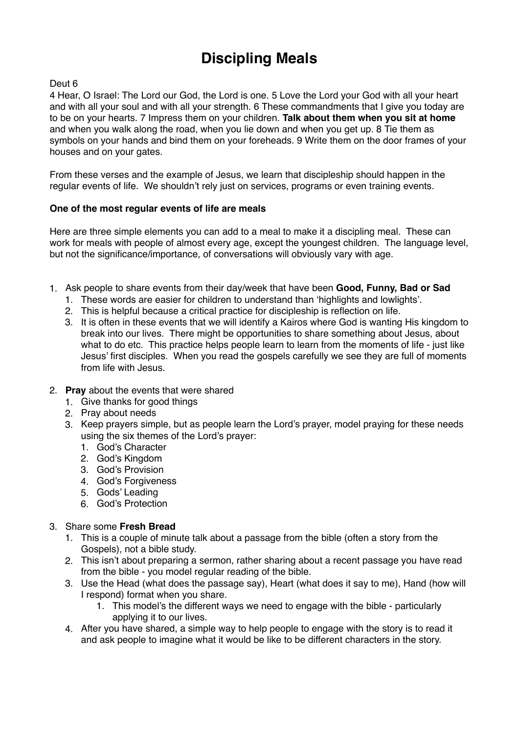# Discipling Meals

Deut 6

4 Hear, O Israel: The Lord our God, the Lord is one. 5 Love the Lord your God with all your heart and with all your soul and with all your strength. 6 These commandments that I give you today are to be on your hearts. 7 Impress them on your children. **Talk about them when you sit at home** and when you walk along the road, when you lie down and when you get up. 8 Tie them as symbols on your hands and bind them on your foreheads. 9 Write them on the door frames of your houses and on your gates.

From these verses and the example of Jesus, we learn that discipleship should happen in the regular events of life. We shouldn't rely just on services, programs or even training events.

**One of the most regular events of life are meals**

Here are three simple elements you can add to a meal to make it a discipling meal. These can work for meals with people of almost every age, except the youngest children. The language level, but not the significance/importance, of conversations will obviously vary with age.

1. Ask people to share events from their day/week that have been **Good, Funny, Bad or Sad**
   1. These words are easier for children to understand than 'highlights and lowlights'.
   2. This is helpful because a critical practice for discipleship is reflection on life.
   3. It is often in these events that we will identify a Kairos where God is wanting His kingdom to break into our lives. There might be opportunities to share something about Jesus, about what to do etc. This practice helps people learn to learn from the moments of life - just like Jesus' first disciples. When you read the gospels carefully we see they are full of moments from life with Jesus.

2. **Pray** about the events that were shared
   1. Give thanks for good things
   2. Pray about needs
   3. Keep prayers simple, but as people learn the Lord's prayer, model praying for these needs using the six themes of the Lord's prayer:
      1. God's Character
      2. God's Kingdom
      3. God's Provision
      4. God's Forgiveness
      5. Gods' Leading
      6. God's Protection

3. Share some **Fresh Bread**
   1. This is a couple of minute talk about a passage from the bible (often a story from the Gospels), not a bible study.
   2. This isn't about preparing a sermon, rather sharing about a recent passage you have read from the bible - you model regular reading of the bible.
   3. Use the Head (what does the passage say), Heart (what does it say to me), Hand (how will I respond) format when you share.
      1. This model's the different ways we need to engage with the bible - particularly applying it to our lives.
   4. After you have shared, a simple way to help people to engage with the story is to read it and ask people to imagine what it would be like to be different characters in the story.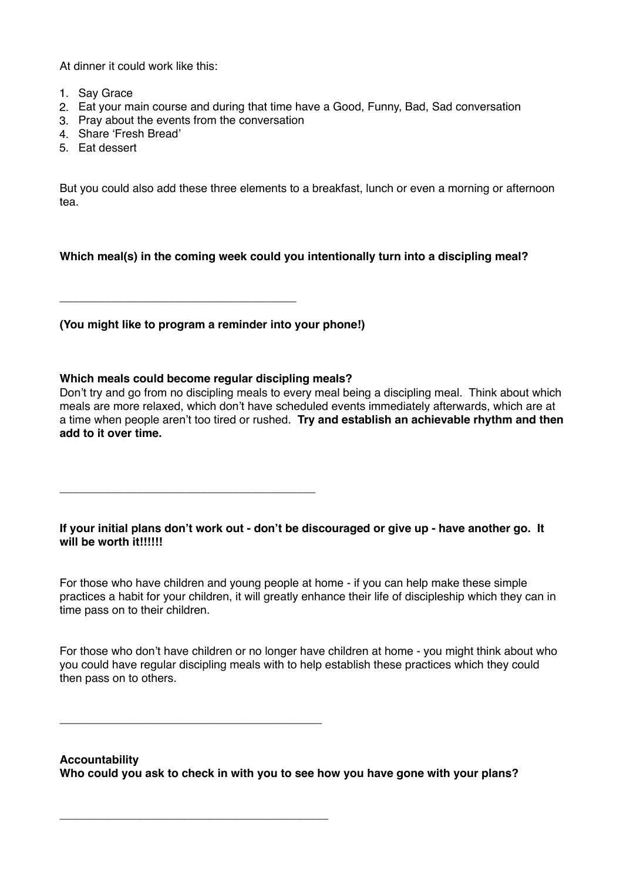At dinner it could work like this:

1. Say Grace
2. Eat your main course and during that time have a Good, Funny, Bad, Sad conversation
3. Pray about the events from the conversation
4. Share 'Fresh Bread'
5. Eat dessert

But you could also add these three elements to a breakfast, lunch or even a morning or afternoon tea.

**Which meal(s) in the coming week could you intentionally turn into a discipling meal?**

_____________________________________

**(You might like to program a reminder into your phone!)**

**Which meals could become regular discipling meals?**
Don't try and go from no discipling meals to every meal being a discipling meal. Think about which meals are more relaxed, which don't have scheduled events immediately afterwards, which are at a time when people aren't too tired or rushed. **Try and establish an achievable rhythm and then add to it over time.**

_________________________________________

**If your initial plans don't work out - don't be discouraged or give up - have another go. It will be worth it!!!!!!**

For those who have children and young people at home - if you can help make these simple practices a habit for your children, it will greatly enhance their life of discipleship which they can in time pass on to their children.

For those who don't have children or no longer have children at home - you might think about who you could have regular discipling meals with to help establish these practices which they could then pass on to others.

__________________________________________

**Accountability**
**Who could you ask to check in with you to see how you have gone with your plans?**

___________________________________________